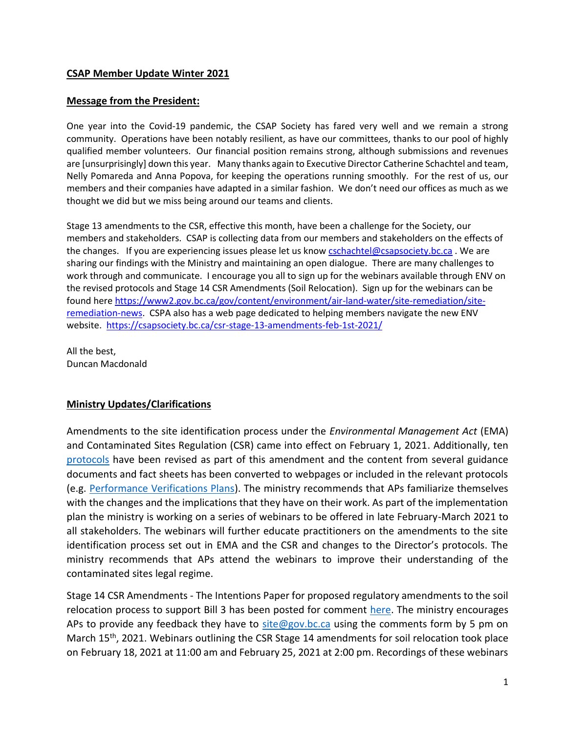**CSAP Member Update Winter 2021**

**Message from the President:**

One year into the Covid-19 pandemic, the CSAP Society has fared very well and we remain a strong community. Operations have been notably resilient, as have our committees, thanks to our pool of highly qualified member volunteers. Our financial position remains strong, although submissions and revenues are [unsurprisingly] down this year. Many thanks again to Executive Director Catherine Schachtel and team, Nelly Pomareda and Anna Popova, for keeping the operations running smoothly. For the rest of us, our members and their companies have adapted in a similar fashion. We don't need our offices as much as we thought we did but we miss being around our teams and clients.

Stage 13 amendments to the CSR, effective this month, have been a challenge for the Society, our members and stakeholders. CSAP is collecting data from our members and stakeholders on the effects of the changes. If you are experiencing issues please let us know cschachtel@csapsociety.bc.ca . We are sharing our findings with the Ministry and maintaining an open dialogue. There are many challenges to work through and communicate. I encourage you all to sign up for the webinars available through ENV on the revised protocols and Stage 14 CSR Amendments (Soil Relocation). Sign up for the webinars can be found here https://www2.gov.bc.ca/gov/content/environment/air-land-water/site-remediation/site-remediation-news. CSPA also has a web page dedicated to helping members navigate the new ENV website. https://csapsociety.bc.ca/csr-stage-13-amendments-feb-1st-2021/

All the best,
Duncan Macdonald

**Ministry Updates/Clarifications**

Amendments to the site identification process under the *Environmental Management Act* (EMA) and Contaminated Sites Regulation (CSR) came into effect on February 1, 2021. Additionally, ten protocols have been revised as part of this amendment and the content from several guidance documents and fact sheets has been converted to webpages or included in the relevant protocols (e.g. Performance Verifications Plans). The ministry recommends that APs familiarize themselves with the changes and the implications that they have on their work. As part of the implementation plan the ministry is working on a series of webinars to be offered in late February-March 2021 to all stakeholders. The webinars will further educate practitioners on the amendments to the site identification process set out in EMA and the CSR and changes to the Director's protocols. The ministry recommends that APs attend the webinars to improve their understanding of the contaminated sites legal regime.

Stage 14 CSR Amendments - The Intentions Paper for proposed regulatory amendments to the soil relocation process to support Bill 3 has been posted for comment here. The ministry encourages APs to provide any feedback they have to site@gov.bc.ca using the comments form by 5 pm on March 15th, 2021. Webinars outlining the CSR Stage 14 amendments for soil relocation took place on February 18, 2021 at 11:00 am and February 25, 2021 at 2:00 pm. Recordings of these webinars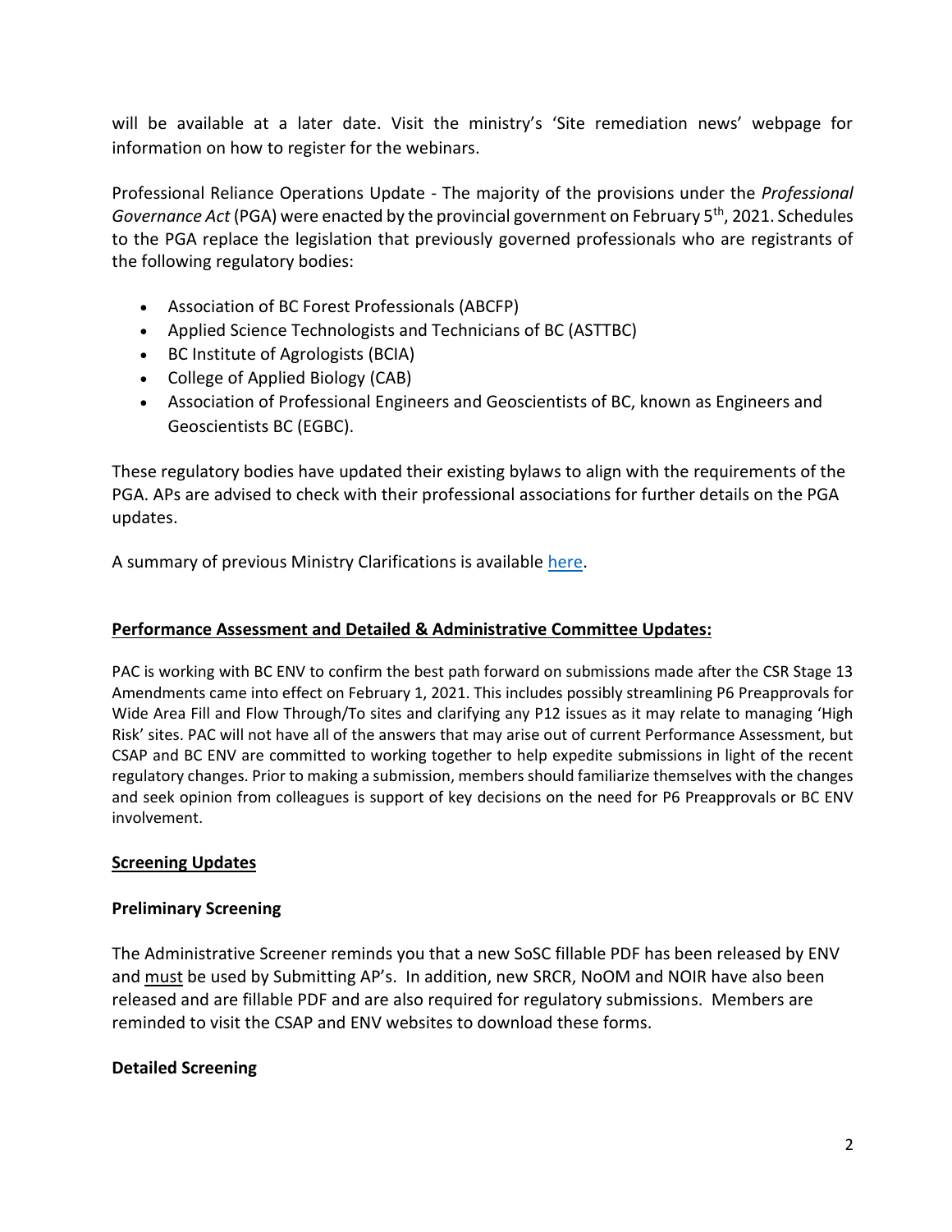will be available at a later date. Visit the ministry's 'Site remediation news' webpage for information on how to register for the webinars.

Professional Reliance Operations Update - The majority of the provisions under the *Professional Governance Act* (PGA) were enacted by the provincial government on February 5th, 2021. Schedules to the PGA replace the legislation that previously governed professionals who are registrants of the following regulatory bodies:

- Association of BC Forest Professionals (ABCFP)
- Applied Science Technologists and Technicians of BC (ASTTBC)
- BC Institute of Agrologists (BCIA)
- College of Applied Biology (CAB)
- Association of Professional Engineers and Geoscientists of BC, known as Engineers and Geoscientists BC (EGBC).

These regulatory bodies have updated their existing bylaws to align with the requirements of the PGA. APs are advised to check with their professional associations for further details on the PGA updates.

A summary of previous Ministry Clarifications is available [here](here).

## <u>Performance Assessment and Detailed & Administrative Committee Updates:</u>

PAC is working with BC ENV to confirm the best path forward on submissions made after the CSR Stage 13 Amendments came into effect on February 1, 2021. This includes possibly streamlining P6 Preapprovals for Wide Area Fill and Flow Through/To sites and clarifying any P12 issues as it may relate to managing 'High Risk' sites. PAC will not have all of the answers that may arise out of current Performance Assessment, but CSAP and BC ENV are committed to working together to help expedite submissions in light of the recent regulatory changes. Prior to making a submission, members should familiarize themselves with the changes and seek opinion from colleagues is support of key decisions on the need for P6 Preapprovals or BC ENV involvement.

## <u>Screening Updates</u>

### Preliminary Screening

The Administrative Screener reminds you that a new SoSC fillable PDF has been released by ENV and <u>must</u> be used by Submitting AP's. In addition, new SRCR, NoOM and NOIR have also been released and are fillable PDF and are also required for regulatory submissions. Members are reminded to visit the CSAP and ENV websites to download these forms.

### Detailed Screening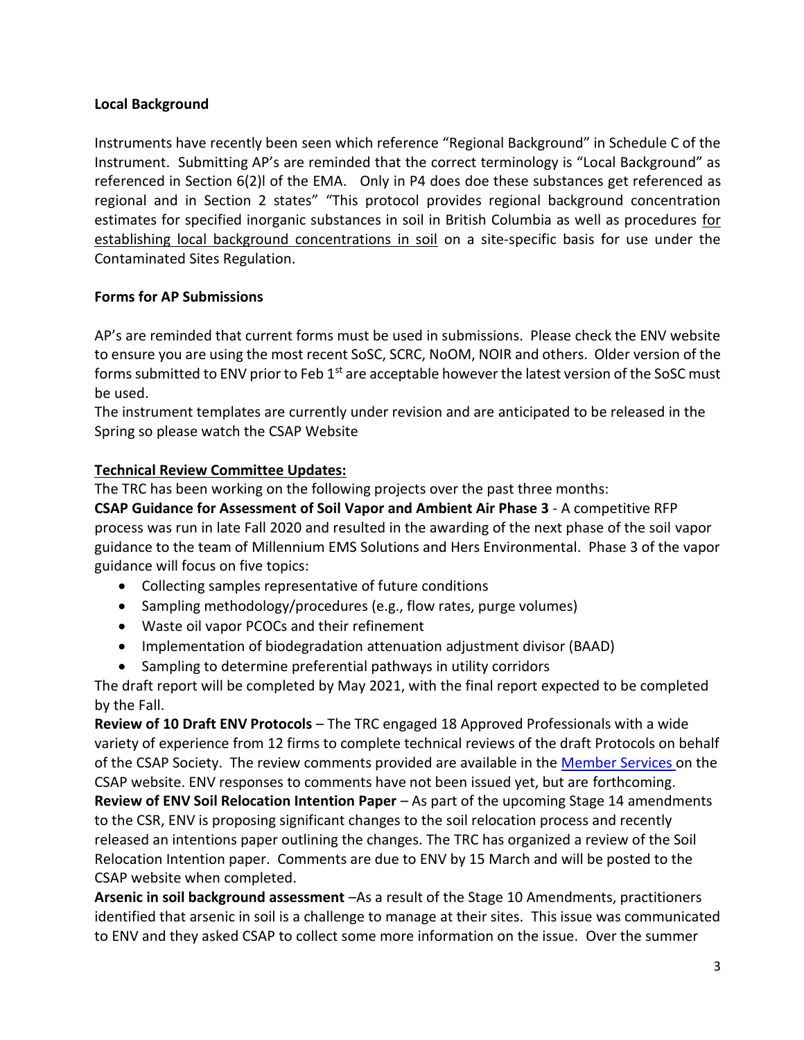**Local Background**

Instruments have recently been seen which reference "Regional Background" in Schedule C of the Instrument. Submitting AP's are reminded that the correct terminology is "Local Background" as referenced in Section 6(2)l of the EMA. Only in P4 does doe these substances get referenced as regional and in Section 2 states" "This protocol provides regional background concentration estimates for specified inorganic substances in soil in British Columbia as well as procedures <u>for establishing local background concentrations in soil</u> on a site-specific basis for use under the Contaminated Sites Regulation.

**Forms for AP Submissions**

AP's are reminded that current forms must be used in submissions. Please check the ENV website to ensure you are using the most recent SoSC, SCRC, NoOM, NOIR and others. Older version of the forms submitted to ENV prior to Feb 1st are acceptable however the latest version of the SoSC must be used.

The instrument templates are currently under revision and are anticipated to be released in the Spring so please watch the CSAP Website

**<u>Technical Review Committee Updates:</u>**

The TRC has been working on the following projects over the past three months:

**CSAP Guidance for Assessment of Soil Vapor and Ambient Air Phase 3** - A competitive RFP process was run in late Fall 2020 and resulted in the awarding of the next phase of the soil vapor guidance to the team of Millennium EMS Solutions and Hers Environmental. Phase 3 of the vapor guidance will focus on five topics:

- Collecting samples representative of future conditions
- Sampling methodology/procedures (e.g., flow rates, purge volumes)
- Waste oil vapor PCOCs and their refinement
- Implementation of biodegradation attenuation adjustment divisor (BAAD)
- Sampling to determine preferential pathways in utility corridors

The draft report will be completed by May 2021, with the final report expected to be completed by the Fall.

**Review of 10 Draft ENV Protocols** – The TRC engaged 18 Approved Professionals with a wide variety of experience from 12 firms to complete technical reviews of the draft Protocols on behalf of the CSAP Society. The review comments provided are available in the Member Services on the CSAP website. ENV responses to comments have not been issued yet, but are forthcoming.

**Review of ENV Soil Relocation Intention Paper** – As part of the upcoming Stage 14 amendments to the CSR, ENV is proposing significant changes to the soil relocation process and recently released an intentions paper outlining the changes. The TRC has organized a review of the Soil Relocation Intention paper. Comments are due to ENV by 15 March and will be posted to the CSAP website when completed.

**Arsenic in soil background assessment** –As a result of the Stage 10 Amendments, practitioners identified that arsenic in soil is a challenge to manage at their sites. This issue was communicated to ENV and they asked CSAP to collect some more information on the issue. Over the summer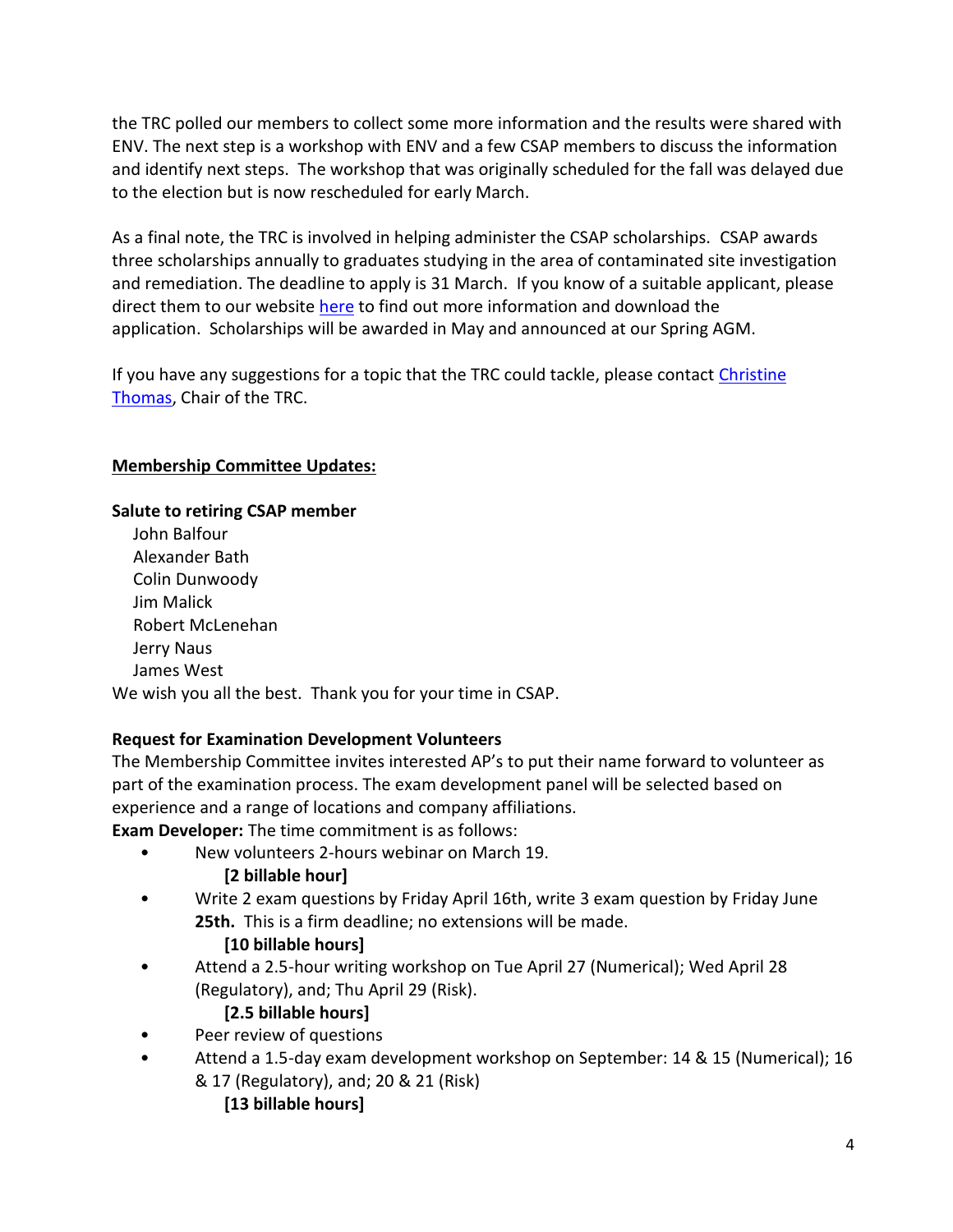the TRC polled our members to collect some more information and the results were shared with ENV. The next step is a workshop with ENV and a few CSAP members to discuss the information and identify next steps. The workshop that was originally scheduled for the fall was delayed due to the election but is now rescheduled for early March.

As a final note, the TRC is involved in helping administer the CSAP scholarships. CSAP awards three scholarships annually to graduates studying in the area of contaminated site investigation and remediation. The deadline to apply is 31 March. If you know of a suitable applicant, please direct them to our website here to find out more information and download the application. Scholarships will be awarded in May and announced at our Spring AGM.

If you have any suggestions for a topic that the TRC could tackle, please contact Christine Thomas, Chair of the TRC.

## Membership Committee Updates:

**Salute to retiring CSAP member**

John Balfour
Alexander Bath
Colin Dunwoody
Jim Malick
Robert McLenehan
Jerry Naus
James West

We wish you all the best. Thank you for your time in CSAP.

**Request for Examination Development Volunteers**

The Membership Committee invites interested AP's to put their name forward to volunteer as part of the examination process. The exam development panel will be selected based on experience and a range of locations and company affiliations.

**Exam Developer:** The time commitment is as follows:

- New volunteers 2-hours webinar on March 19.
  **[2 billable hour]**
- Write 2 exam questions by Friday April 16th, write 3 exam question by Friday June **25th.** This is a firm deadline; no extensions will be made.
  **[10 billable hours]**
- Attend a 2.5-hour writing workshop on Tue April 27 (Numerical); Wed April 28 (Regulatory), and; Thu April 29 (Risk).
  **[2.5 billable hours]**
- Peer review of questions
- Attend a 1.5-day exam development workshop on September: 14 & 15 (Numerical); 16 & 17 (Regulatory), and; 20 & 21 (Risk)
  **[13 billable hours]**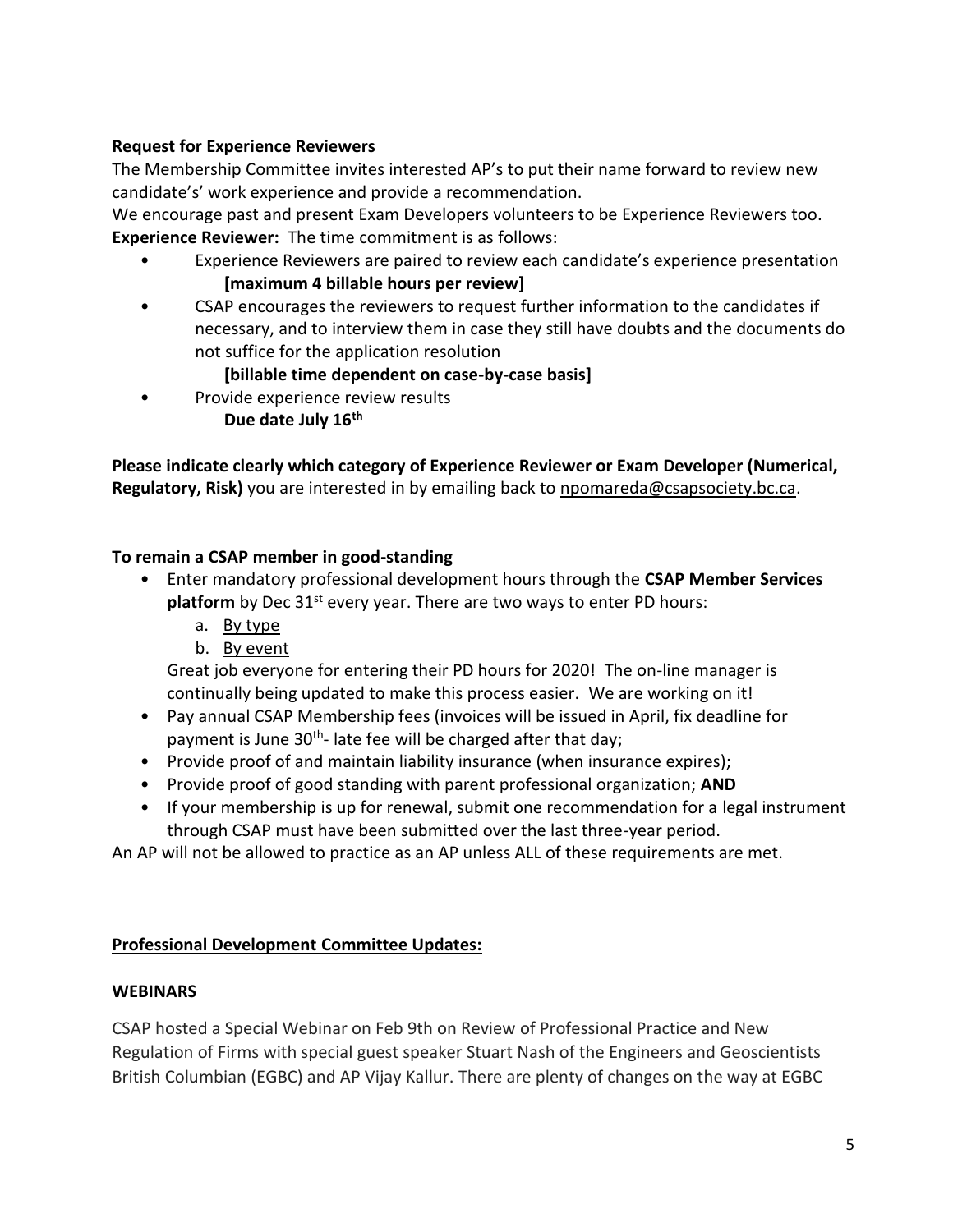**Request for Experience Reviewers**

The Membership Committee invites interested AP's to put their name forward to review new candidate's' work experience and provide a recommendation.

We encourage past and present Exam Developers volunteers to be Experience Reviewers too.

**Experience Reviewer:** The time commitment is as follows:

- Experience Reviewers are paired to review each candidate's experience presentation **[maximum 4 billable hours per review]**
- CSAP encourages the reviewers to request further information to the candidates if necessary, and to interview them in case they still have doubts and the documents do not suffice for the application resolution **[billable time dependent on case-by-case basis]**
- Provide experience review results **Due date July 16th**

**Please indicate clearly which category of Experience Reviewer or Exam Developer (Numerical, Regulatory, Risk)** you are interested in by emailing back to npomareda@csapsociety.bc.ca.

**To remain a CSAP member in good-standing**

- Enter mandatory professional development hours through the **CSAP Member Services platform** by Dec 31st every year. There are two ways to enter PD hours:
    a. By type
    b. By event

    Great job everyone for entering their PD hours for 2020! The on-line manager is continually being updated to make this process easier. We are working on it!
- Pay annual CSAP Membership fees (invoices will be issued in April, fix deadline for payment is June 30th- late fee will be charged after that day;
- Provide proof of and maintain liability insurance (when insurance expires);
- Provide proof of good standing with parent professional organization; **AND**
- If your membership is up for renewal, submit one recommendation for a legal instrument through CSAP must have been submitted over the last three-year period.

An AP will not be allowed to practice as an AP unless ALL of these requirements are met.

**Professional Development Committee Updates:**

**WEBINARS**

CSAP hosted a Special Webinar on Feb 9th on Review of Professional Practice and New Regulation of Firms with special guest speaker Stuart Nash of the Engineers and Geoscientists British Columbian (EGBC) and AP Vijay Kallur. There are plenty of changes on the way at EGBC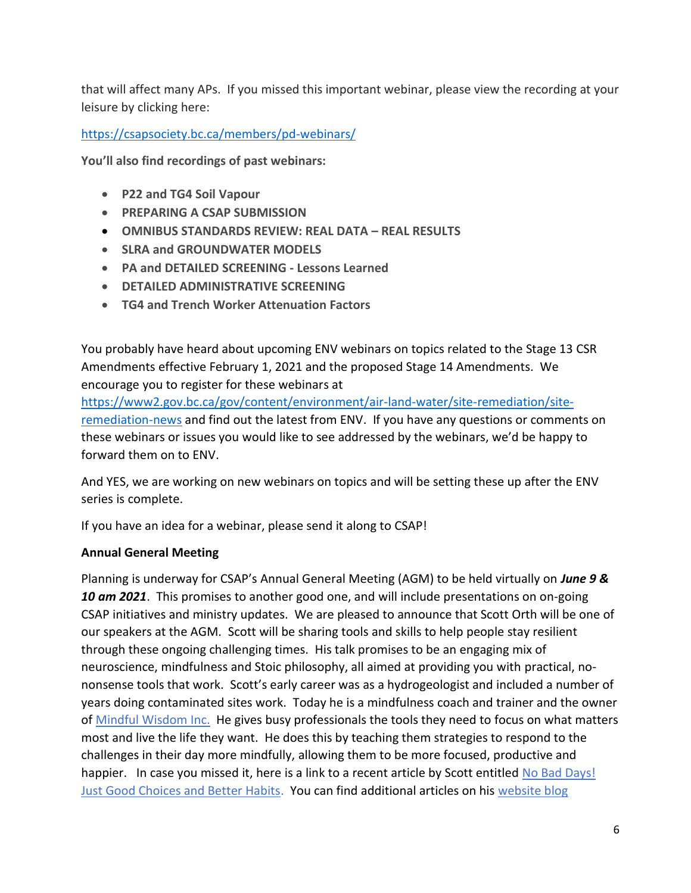that will affect many APs. If you missed this important webinar, please view the recording at your leisure by clicking here:

https://csapsociety.bc.ca/members/pd-webinars/

**You'll also find recordings of past webinars:**

- **P22 and TG4 Soil Vapour**
- **PREPARING A CSAP SUBMISSION**
- **OMNIBUS STANDARDS REVIEW: REAL DATA – REAL RESULTS**
- **SLRA and GROUNDWATER MODELS**
- **PA and DETAILED SCREENING - Lessons Learned**
- **DETAILED ADMINISTRATIVE SCREENING**
- **TG4 and Trench Worker Attenuation Factors**

You probably have heard about upcoming ENV webinars on topics related to the Stage 13 CSR Amendments effective February 1, 2021 and the proposed Stage 14 Amendments. We encourage you to register for these webinars at https://www2.gov.bc.ca/gov/content/environment/air-land-water/site-remediation/site-remediation-news and find out the latest from ENV. If you have any questions or comments on these webinars or issues you would like to see addressed by the webinars, we'd be happy to forward them on to ENV.

And YES, we are working on new webinars on topics and will be setting these up after the ENV series is complete.

If you have an idea for a webinar, please send it along to CSAP!

**Annual General Meeting**

Planning is underway for CSAP's Annual General Meeting (AGM) to be held virtually on ***June 9 & 10 am 2021***. This promises to another good one, and will include presentations on on-going CSAP initiatives and ministry updates. We are pleased to announce that Scott Orth will be one of our speakers at the AGM. Scott will be sharing tools and skills to help people stay resilient through these ongoing challenging times. His talk promises to be an engaging mix of neuroscience, mindfulness and Stoic philosophy, all aimed at providing you with practical, no-nonsense tools that work. Scott's early career was as a hydrogeologist and included a number of years doing contaminated sites work. Today he is a mindfulness coach and trainer and the owner of Mindful Wisdom Inc. He gives busy professionals the tools they need to focus on what matters most and live the life they want. He does this by teaching them strategies to respond to the challenges in their day more mindfully, allowing them to be more focused, productive and happier. In case you missed it, here is a link to a recent article by Scott entitled No Bad Days! Just Good Choices and Better Habits. You can find additional articles on his website blog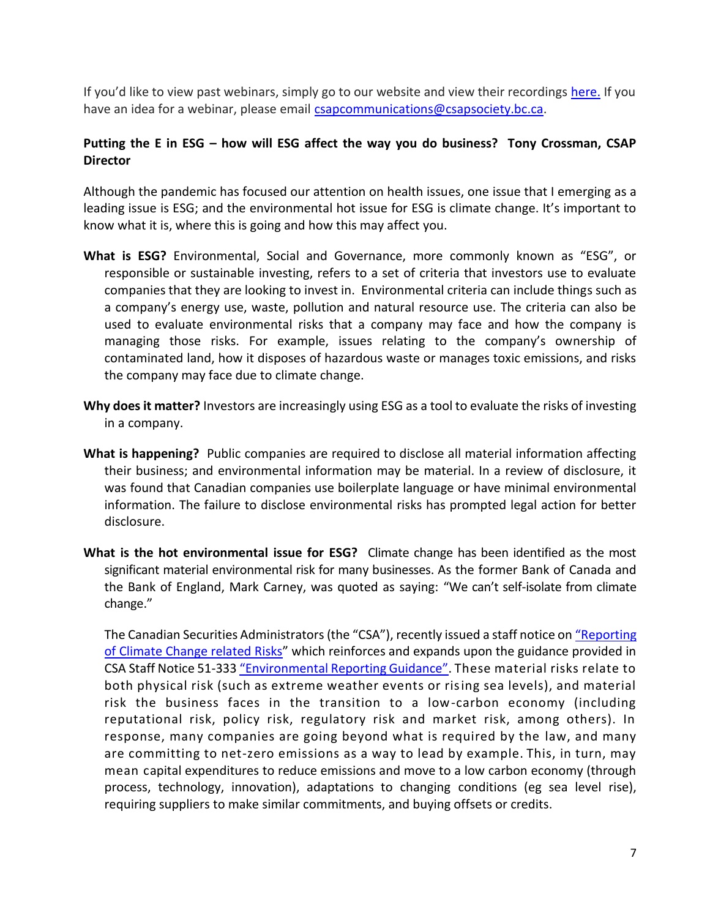If you'd like to view past webinars, simply go to our website and view their recordings here. If you have an idea for a webinar, please email csapcommunications@csapsociety.bc.ca.

## Putting the E in ESG – how will ESG affect the way you do business? Tony Crossman, CSAP Director

Although the pandemic has focused our attention on health issues, one issue that I emerging as a leading issue is ESG; and the environmental hot issue for ESG is climate change. It's important to know what it is, where this is going and how this may affect you.

**What is ESG?** Environmental, Social and Governance, more commonly known as "ESG", or responsible or sustainable investing, refers to a set of criteria that investors use to evaluate companies that they are looking to invest in. Environmental criteria can include things such as a company's energy use, waste, pollution and natural resource use. The criteria can also be used to evaluate environmental risks that a company may face and how the company is managing those risks. For example, issues relating to the company's ownership of contaminated land, how it disposes of hazardous waste or manages toxic emissions, and risks the company may face due to climate change.

**Why does it matter?** Investors are increasingly using ESG as a tool to evaluate the risks of investing in a company.

**What is happening?** Public companies are required to disclose all material information affecting their business; and environmental information may be material. In a review of disclosure, it was found that Canadian companies use boilerplate language or have minimal environmental information. The failure to disclose environmental risks has prompted legal action for better disclosure.

**What is the hot environmental issue for ESG?** Climate change has been identified as the most significant material environmental risk for many businesses. As the former Bank of Canada and the Bank of England, Mark Carney, was quoted as saying: "We can't self-isolate from climate change."

The Canadian Securities Administrators (the "CSA"), recently issued a staff notice on "Reporting of Climate Change related Risks" which reinforces and expands upon the guidance provided in CSA Staff Notice 51-333 "Environmental Reporting Guidance". These material risks relate to both physical risk (such as extreme weather events or rising sea levels), and material risk the business faces in the transition to a low-carbon economy (including reputational risk, policy risk, regulatory risk and market risk, among others). In response, many companies are going beyond what is required by the law, and many are committing to net-zero emissions as a way to lead by example. This, in turn, may mean capital expenditures to reduce emissions and move to a low carbon economy (through process, technology, innovation), adaptations to changing conditions (eg sea level rise), requiring suppliers to make similar commitments, and buying offsets or credits.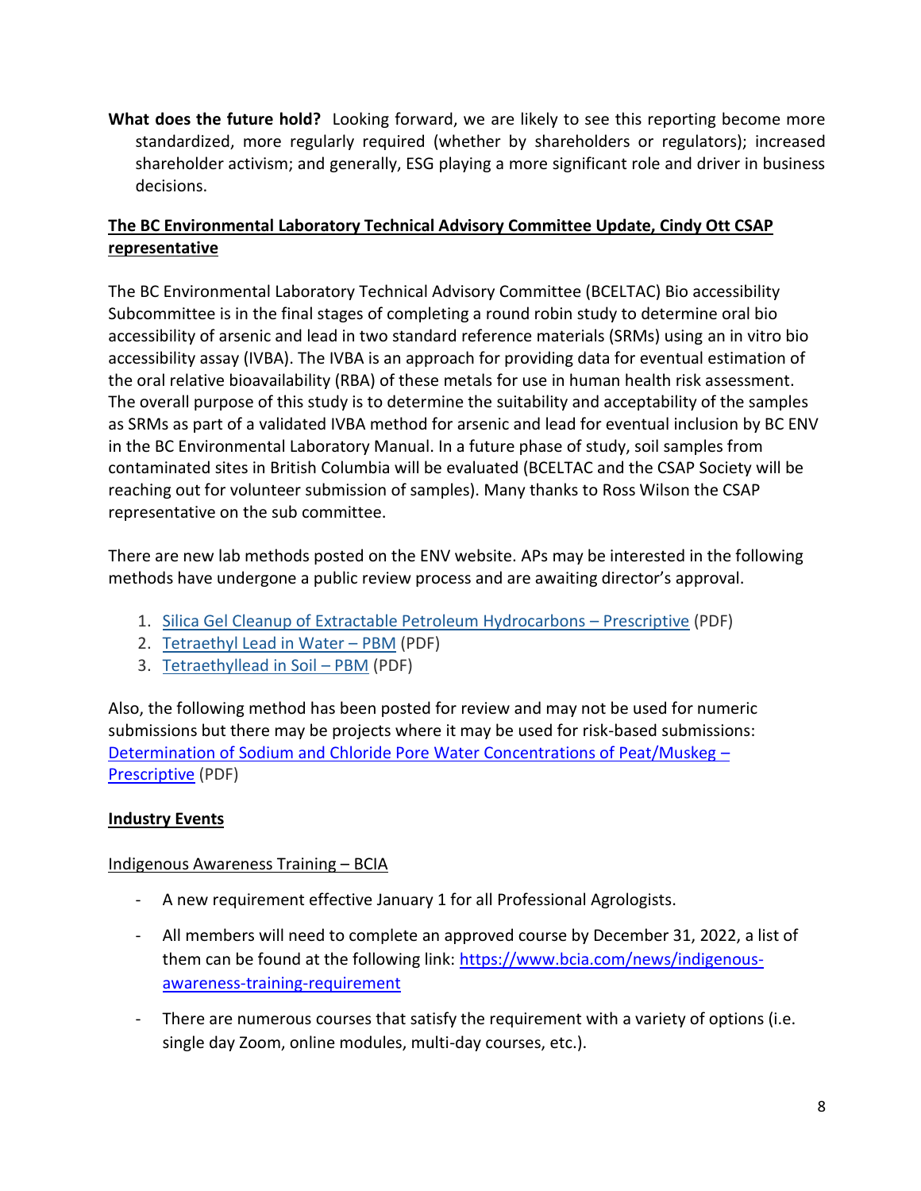**What does the future hold?** Looking forward, we are likely to see this reporting become more standardized, more regularly required (whether by shareholders or regulators); increased shareholder activism; and generally, ESG playing a more significant role and driver in business decisions.

## The BC Environmental Laboratory Technical Advisory Committee Update, Cindy Ott CSAP representative

The BC Environmental Laboratory Technical Advisory Committee (BCELTAC) Bio accessibility Subcommittee is in the final stages of completing a round robin study to determine oral bio accessibility of arsenic and lead in two standard reference materials (SRMs) using an in vitro bio accessibility assay (IVBA). The IVBA is an approach for providing data for eventual estimation of the oral relative bioavailability (RBA) of these metals for use in human health risk assessment. The overall purpose of this study is to determine the suitability and acceptability of the samples as SRMs as part of a validated IVBA method for arsenic and lead for eventual inclusion by BC ENV in the BC Environmental Laboratory Manual. In a future phase of study, soil samples from contaminated sites in British Columbia will be evaluated (BCELTAC and the CSAP Society will be reaching out for volunteer submission of samples). Many thanks to Ross Wilson the CSAP representative on the sub committee.

There are new lab methods posted on the ENV website. APs may be interested in the following methods have undergone a public review process and are awaiting director's approval.

1. Silica Gel Cleanup of Extractable Petroleum Hydrocarbons – Prescriptive (PDF)
2. Tetraethyl Lead in Water – PBM (PDF)
3. Tetraethyllead in Soil – PBM (PDF)

Also, the following method has been posted for review and may not be used for numeric submissions but there may be projects where it may be used for risk-based submissions: Determination of Sodium and Chloride Pore Water Concentrations of Peat/Muskeg – Prescriptive (PDF)

## Industry Events

Indigenous Awareness Training – BCIA

- A new requirement effective January 1 for all Professional Agrologists.
- All members will need to complete an approved course by December 31, 2022, a list of them can be found at the following link: https://www.bcia.com/news/indigenous-awareness-training-requirement
- There are numerous courses that satisfy the requirement with a variety of options (i.e. single day Zoom, online modules, multi-day courses, etc.).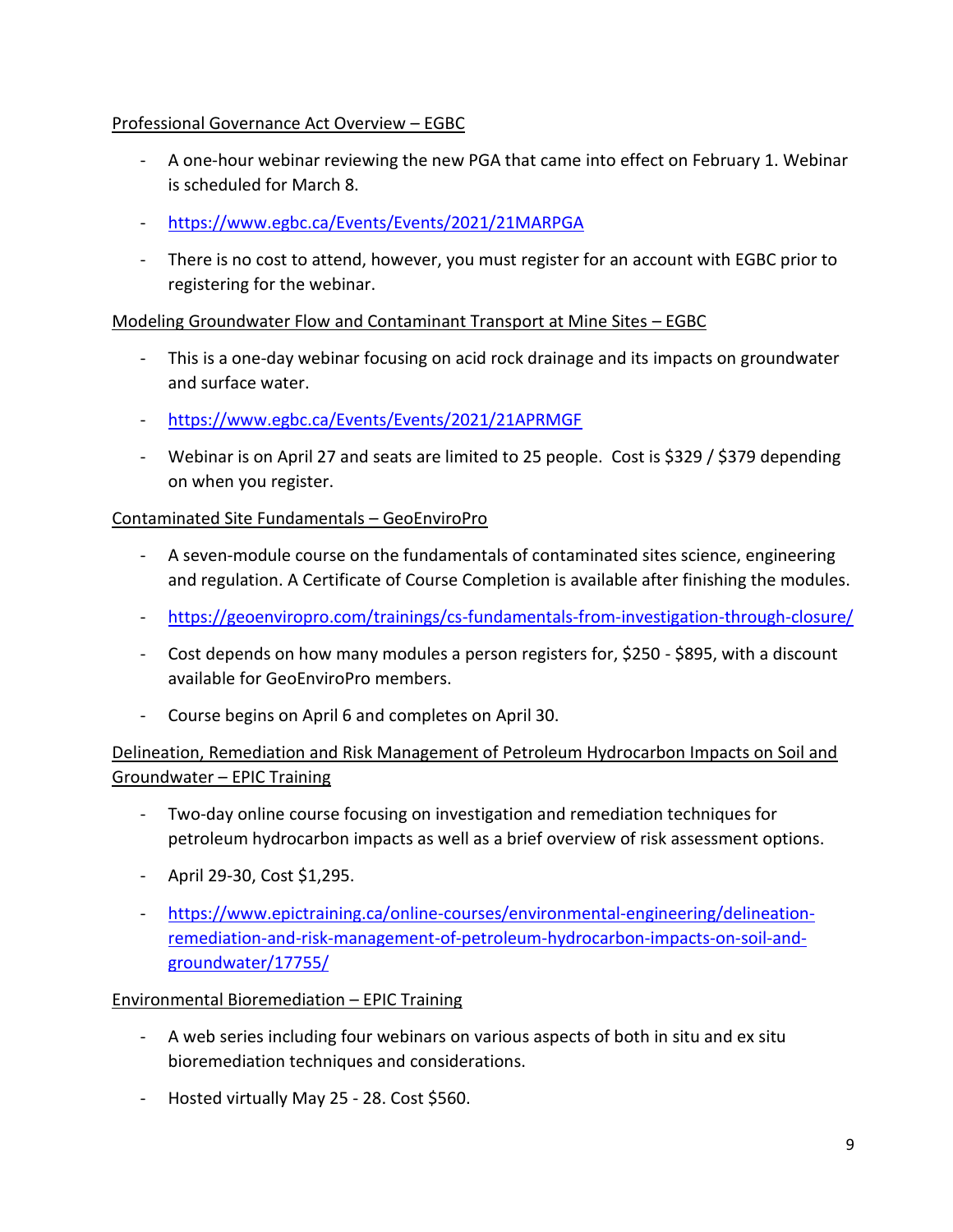Professional Governance Act Overview – EGBC

- A one-hour webinar reviewing the new PGA that came into effect on February 1. Webinar is scheduled for March 8.
- https://www.egbc.ca/Events/Events/2021/21MARPGA
- There is no cost to attend, however, you must register for an account with EGBC prior to registering for the webinar.

Modeling Groundwater Flow and Contaminant Transport at Mine Sites – EGBC

- This is a one-day webinar focusing on acid rock drainage and its impacts on groundwater and surface water.
- https://www.egbc.ca/Events/Events/2021/21APRMGF
- Webinar is on April 27 and seats are limited to 25 people. Cost is $329 / $379 depending on when you register.

Contaminated Site Fundamentals – GeoEnviroPro

- A seven-module course on the fundamentals of contaminated sites science, engineering and regulation. A Certificate of Course Completion is available after finishing the modules.
- https://geoenviropro.com/trainings/cs-fundamentals-from-investigation-through-closure/
- Cost depends on how many modules a person registers for, $250 - $895, with a discount available for GeoEnviroPro members.
- Course begins on April 6 and completes on April 30.

Delineation, Remediation and Risk Management of Petroleum Hydrocarbon Impacts on Soil and Groundwater – EPIC Training

- Two-day online course focusing on investigation and remediation techniques for petroleum hydrocarbon impacts as well as a brief overview of risk assessment options.
- April 29-30, Cost $1,295.
- https://www.epictraining.ca/online-courses/environmental-engineering/delineation-remediation-and-risk-management-of-petroleum-hydrocarbon-impacts-on-soil-and-groundwater/17755/

Environmental Bioremediation – EPIC Training

- A web series including four webinars on various aspects of both in situ and ex situ bioremediation techniques and considerations.
- Hosted virtually May 25 - 28. Cost $560.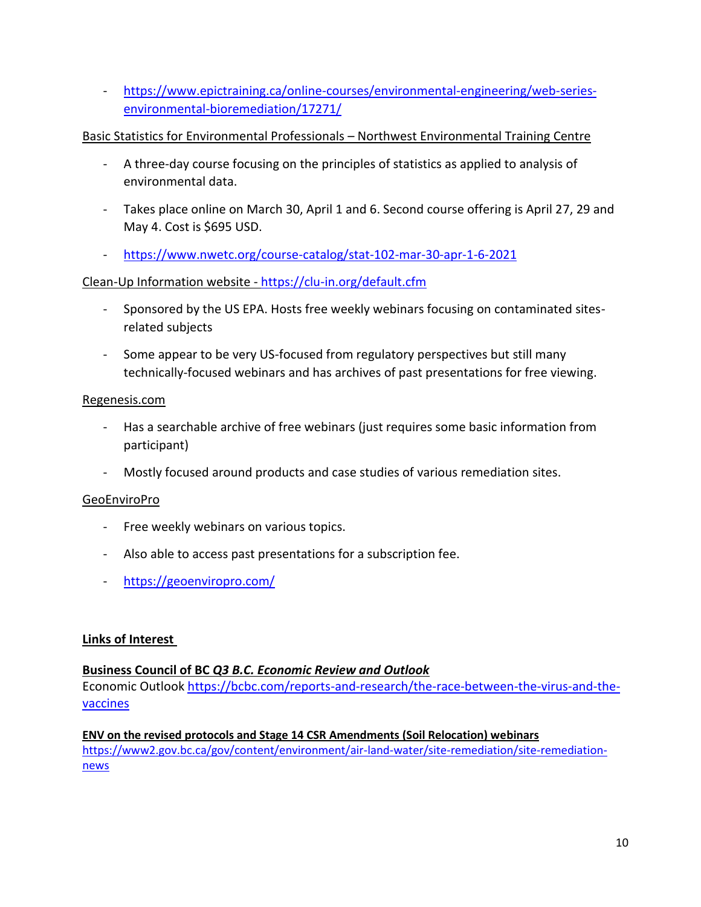- https://www.epictraining.ca/online-courses/environmental-engineering/web-series-environmental-bioremediation/17271/

Basic Statistics for Environmental Professionals – Northwest Environmental Training Centre

- A three-day course focusing on the principles of statistics as applied to analysis of environmental data.
- Takes place online on March 30, April 1 and 6. Second course offering is April 27, 29 and May 4. Cost is $695 USD.
- https://www.nwetc.org/course-catalog/stat-102-mar-30-apr-1-6-2021

Clean-Up Information website - https://clu-in.org/default.cfm

- Sponsored by the US EPA. Hosts free weekly webinars focusing on contaminated sites-related subjects
- Some appear to be very US-focused from regulatory perspectives but still many technically-focused webinars and has archives of past presentations for free viewing.

Regenesis.com

- Has a searchable archive of free webinars (just requires some basic information from participant)
- Mostly focused around products and case studies of various remediation sites.

GeoEnviroPro

- Free weekly webinars on various topics.
- Also able to access past presentations for a subscription fee.
- https://geoenviropro.com/

**Links of Interest**

**Business Council of BC *Q3 B.C. Economic Review and Outlook***
Economic Outlook https://bcbc.com/reports-and-research/the-race-between-the-virus-and-the-vaccines

**ENV on the revised protocols and Stage 14 CSR Amendments (Soil Relocation) webinars**
https://www2.gov.bc.ca/gov/content/environment/air-land-water/site-remediation/site-remediation-news